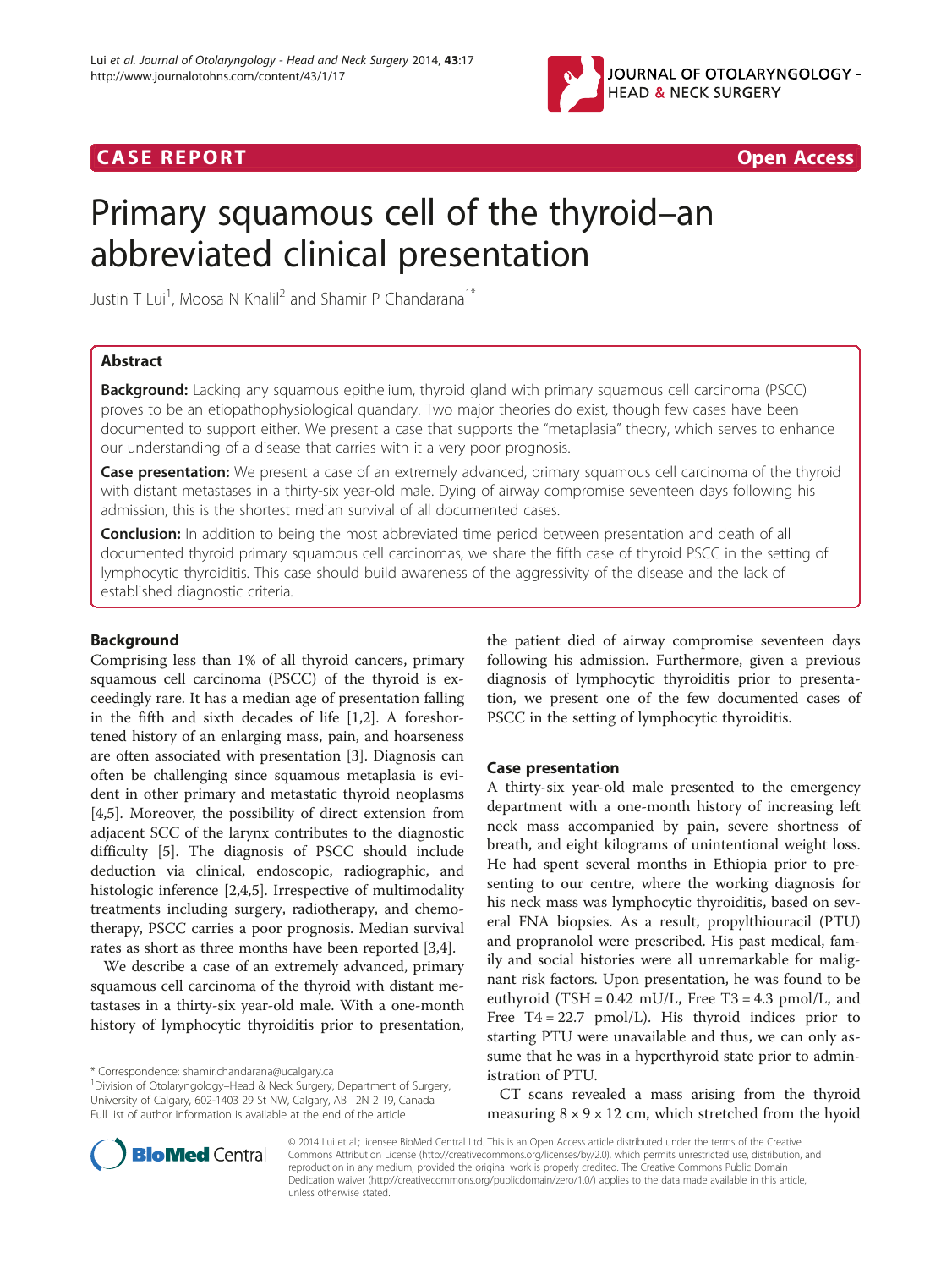CASE REPORT

Open Access

# Primary squamous cell of the thyroid–an abbreviated clinical presentation

Justin T Lui[1], Moosa N Khalil[2] and Shamir P Chandarana[1*]

## Abstract

**Background:** Lacking any squamous epithelium, thyroid gland with primary squamous cell carcinoma (PSCC) proves to be an etiopathophysiological quandary. Two major theories do exist, though few cases have been documented to support either. We present a case that supports the "metaplasia" theory, which serves to enhance our understanding of a disease that carries with it a very poor prognosis.

**Case presentation:** We present a case of an extremely advanced, primary squamous cell carcinoma of the thyroid with distant metastases in a thirty-six year-old male. Dying of airway compromise seventeen days following his admission, this is the shortest median survival of all documented cases.

**Conclusion:** In addition to being the most abbreviated time period between presentation and death of all documented thyroid primary squamous cell carcinomas, we share the fifth case of thyroid PSCC in the setting of lymphocytic thyroiditis. This case should build awareness of the aggressivity of the disease and the lack of established diagnostic criteria.

## Background

Comprising less than 1% of all thyroid cancers, primary squamous cell carcinoma (PSCC) of the thyroid is exceedingly rare. It has a median age of presentation falling in the fifth and sixth decades of life [1,2]. A foreshortened history of an enlarging mass, pain, and hoarseness are often associated with presentation [3]. Diagnosis can often be challenging since squamous metaplasia is evident in other primary and metastatic thyroid neoplasms [4,5]. Moreover, the possibility of direct extension from adjacent SCC of the larynx contributes to the diagnostic difficulty [5]. The diagnosis of PSCC should include deduction via clinical, endoscopic, radiographic, and histologic inference [2,4,5]. Irrespective of multimodality treatments including surgery, radiotherapy, and chemotherapy, PSCC carries a poor prognosis. Median survival rates as short as three months have been reported [3,4].

We describe a case of an extremely advanced, primary squamous cell carcinoma of the thyroid with distant metastases in a thirty-six year-old male. With a one-month history of lymphocytic thyroiditis prior to presentation, the patient died of airway compromise seventeen days following his admission. Furthermore, given a previous diagnosis of lymphocytic thyroiditis prior to presentation, we present one of the few documented cases of PSCC in the setting of lymphocytic thyroiditis.

## Case presentation

A thirty-six year-old male presented to the emergency department with a one-month history of increasing left neck mass accompanied by pain, severe shortness of breath, and eight kilograms of unintentional weight loss. He had spent several months in Ethiopia prior to presenting to our centre, where the working diagnosis for his neck mass was lymphocytic thyroiditis, based on several FNA biopsies. As a result, propylthiouracil (PTU) and propranolol were prescribed. His past medical, family and social histories were all unremarkable for malignant risk factors. Upon presentation, he was found to be euthyroid (TSH = 0.42 mU/L, Free T3 = 4.3 pmol/L, and Free T4 = 22.7 pmol/L). His thyroid indices prior to starting PTU were unavailable and thus, we can only assume that he was in a hyperthyroid state prior to administration of PTU.

CT scans revealed a mass arising from the thyroid measuring $8 \times 9 \times 12$ cm, which stretched from the hyoid

\* Correspondence: shamir.chandarana@ucalgary.ca
[1]Division of Otolaryngology–Head & Neck Surgery, Department of Surgery, University of Calgary, 602-1403 29 St NW, Calgary, AB T2N 2 T9, Canada
Full list of author information is available at the end of the article

© 2014 Lui et al.; licensee BioMed Central Ltd. This is an Open Access article distributed under the terms of the Creative Commons Attribution License (http://creativecommons.org/licenses/by/2.0), which permits unrestricted use, distribution, and reproduction in any medium, provided the original work is properly credited. The Creative Commons Public Domain Dedication waiver (http://creativecommons.org/publicdomain/zero/1.0/) applies to the data made available in this article, unless otherwise stated.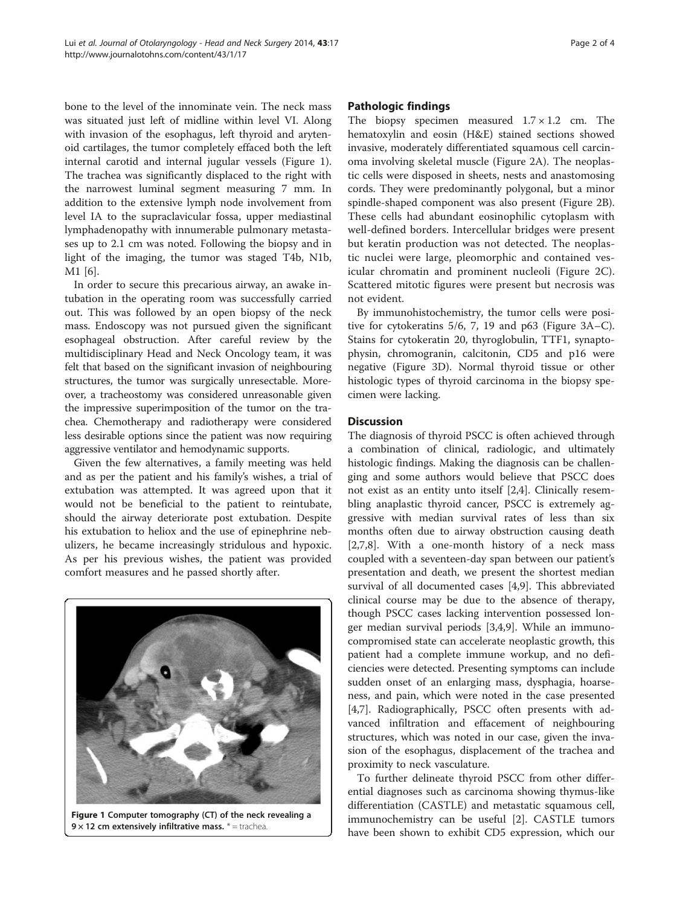bone to the level of the innominate vein. The neck mass was situated just left of midline within level VI. Along with invasion of the esophagus, left thyroid and arytenoid cartilages, the tumor completely effaced both the left internal carotid and internal jugular vessels (Figure 1). The trachea was significantly displaced to the right with the narrowest luminal segment measuring 7 mm. In addition to the extensive lymph node involvement from level IA to the supraclavicular fossa, upper mediastinal lymphadenopathy with innumerable pulmonary metastases up to 2.1 cm was noted. Following the biopsy and in light of the imaging, the tumor was staged T4b, N1b, M1 [6].

In order to secure this precarious airway, an awake intubation in the operating room was successfully carried out. This was followed by an open biopsy of the neck mass. Endoscopy was not pursued given the significant esophageal obstruction. After careful review by the multidisciplinary Head and Neck Oncology team, it was felt that based on the significant invasion of neighbouring structures, the tumor was surgically unresectable. Moreover, a tracheostomy was considered unreasonable given the impressive superimposition of the tumor on the trachea. Chemotherapy and radiotherapy were considered less desirable options since the patient was now requiring aggressive ventilator and hemodynamic supports.

Given the few alternatives, a family meeting was held and as per the patient and his family's wishes, a trial of extubation was attempted. It was agreed upon that it would not be beneficial to the patient to reintubate, should the airway deteriorate post extubation. Despite his extubation to heliox and the use of epinephrine nebulizers, he became increasingly stridulous and hypoxic. As per his previous wishes, the patient was provided comfort measures and he passed shortly after.

**Figure 1 Computer tomography (CT) of the neck revealing a 9 × 12 cm extensively infiltrative mass.** * = trachea.

## Pathologic findings

The biopsy specimen measured 1.7 × 1.2 cm. The hematoxylin and eosin (H&E) stained sections showed invasive, moderately differentiated squamous cell carcinoma involving skeletal muscle (Figure 2A). The neoplastic cells were disposed in sheets, nests and anastomosing cords. They were predominantly polygonal, but a minor spindle-shaped component was also present (Figure 2B). These cells had abundant eosinophilic cytoplasm with well-defined borders. Intercellular bridges were present but keratin production was not detected. The neoplastic nuclei were large, pleomorphic and contained vesicular chromatin and prominent nucleoli (Figure 2C). Scattered mitotic figures were present but necrosis was not evident.

By immunohistochemistry, the tumor cells were positive for cytokeratins 5/6, 7, 19 and p63 (Figure 3A–C). Stains for cytokeratin 20, thyroglobulin, TTF1, synaptophysin, chromogranin, calcitonin, CD5 and p16 were negative (Figure 3D). Normal thyroid tissue or other histologic types of thyroid carcinoma in the biopsy specimen were lacking.

## Discussion

The diagnosis of thyroid PSCC is often achieved through a combination of clinical, radiologic, and ultimately histologic findings. Making the diagnosis can be challenging and some authors would believe that PSCC does not exist as an entity unto itself [2,4]. Clinically resembling anaplastic thyroid cancer, PSCC is extremely aggressive with median survival rates of less than six months often due to airway obstruction causing death [2,7,8]. With a one-month history of a neck mass coupled with a seventeen-day span between our patient's presentation and death, we present the shortest median survival of all documented cases [4,9]. This abbreviated clinical course may be due to the absence of therapy, though PSCC cases lacking intervention possessed longer median survival periods [3,4,9]. While an immunocompromised state can accelerate neoplastic growth, this patient had a complete immune workup, and no deficiencies were detected. Presenting symptoms can include sudden onset of an enlarging mass, dysphagia, hoarseness, and pain, which were noted in the case presented [4,7]. Radiographically, PSCC often presents with advanced infiltration and effacement of neighbouring structures, which was noted in our case, given the invasion of the esophagus, displacement of the trachea and proximity to neck vasculature.

To further delineate thyroid PSCC from other differential diagnoses such as carcinoma showing thymus-like differentiation (CASTLE) and metastatic squamous cell, immunochemistry can be useful [2]. CASTLE tumors have been shown to exhibit CD5 expression, which our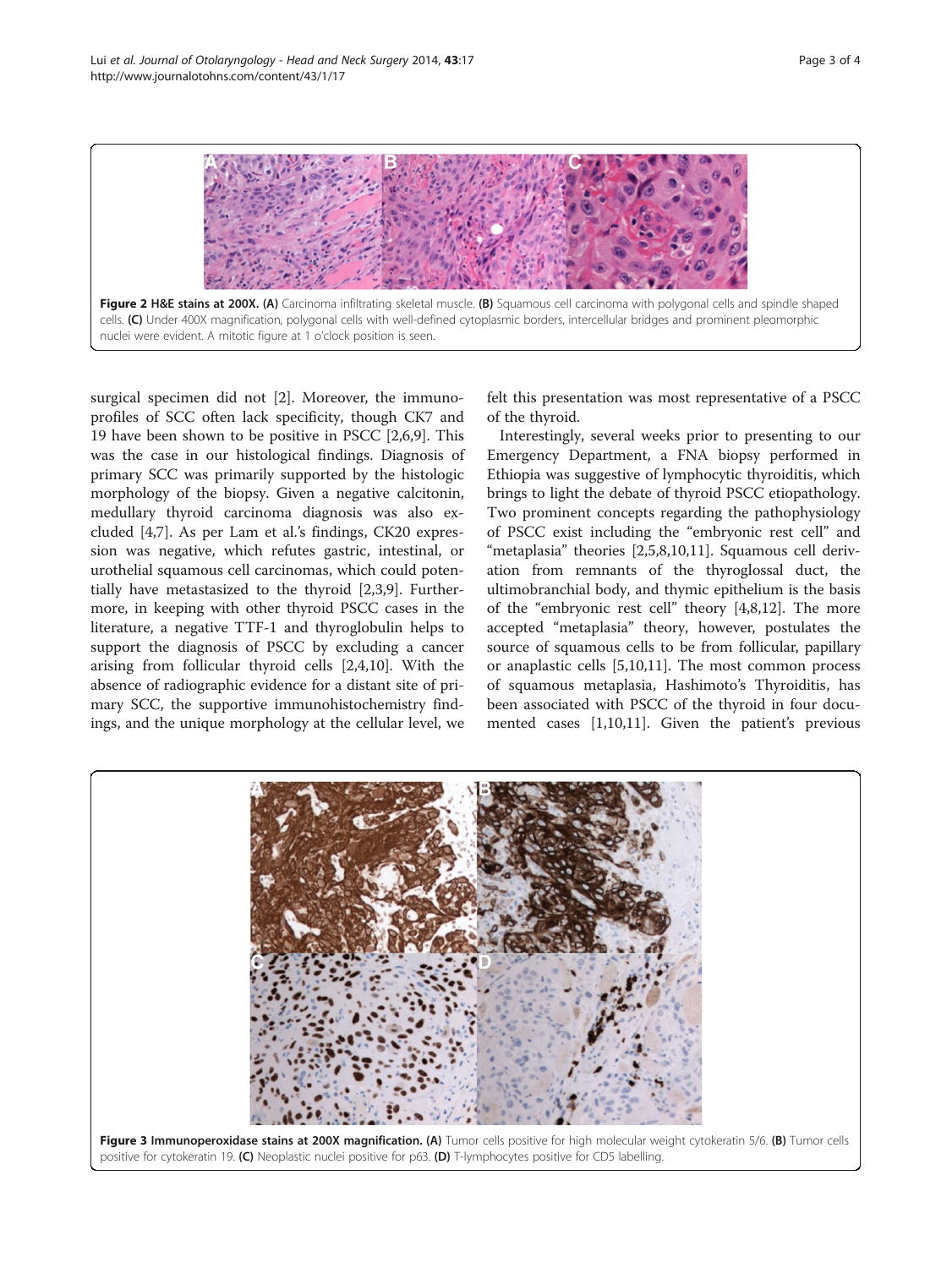**Figure 2 H&E stains at 200X. (A)** Carcinoma infiltrating skeletal muscle. **(B)** Squamous cell carcinoma with polygonal cells and spindle shaped cells. **(C)** Under 400X magnification, polygonal cells with well-defined cytoplasmic borders, intercellular bridges and prominent pleomorphic nuclei were evident. A mitotic figure at 1 o'clock position is seen.

surgical specimen did not [2]. Moreover, the immunoprofiles of SCC often lack specificity, though CK7 and 19 have been shown to be positive in PSCC [2,6,9]. This was the case in our histological findings. Diagnosis of primary SCC was primarily supported by the histologic morphology of the biopsy. Given a negative calcitonin, medullary thyroid carcinoma diagnosis was also excluded [4,7]. As per Lam et al.'s findings, CK20 expression was negative, which refutes gastric, intestinal, or urothelial squamous cell carcinomas, which could potentially have metastasized to the thyroid [2,3,9]. Furthermore, in keeping with other thyroid PSCC cases in the literature, a negative TTF-1 and thyroglobulin helps to support the diagnosis of PSCC by excluding a cancer arising from follicular thyroid cells [2,4,10]. With the absence of radiographic evidence for a distant site of primary SCC, the supportive immunohistochemistry findings, and the unique morphology at the cellular level, we felt this presentation was most representative of a PSCC of the thyroid.

Interestingly, several weeks prior to presenting to our Emergency Department, a FNA biopsy performed in Ethiopia was suggestive of lymphocytic thyroiditis, which brings to light the debate of thyroid PSCC etiopathology. Two prominent concepts regarding the pathophysiology of PSCC exist including the "embryonic rest cell" and "metaplasia" theories [2,5,8,10,11]. Squamous cell derivation from remnants of the thyroglossal duct, the ultimobranchial body, and thymic epithelium is the basis of the "embryonic rest cell" theory [4,8,12]. The more accepted "metaplasia" theory, however, postulates the source of squamous cells to be from follicular, papillary or anaplastic cells [5,10,11]. The most common process of squamous metaplasia, Hashimoto's Thyroiditis, has been associated with PSCC of the thyroid in four documented cases [1,10,11]. Given the patient's previous

**Figure 3 Immunoperoxidase stains at 200X magnification. (A)** Tumor cells positive for high molecular weight cytokeratin 5/6. **(B)** Tumor cells positive for cytokeratin 19. **(C)** Neoplastic nuclei positive for p63. **(D)** T-lymphocytes positive for CD5 labelling.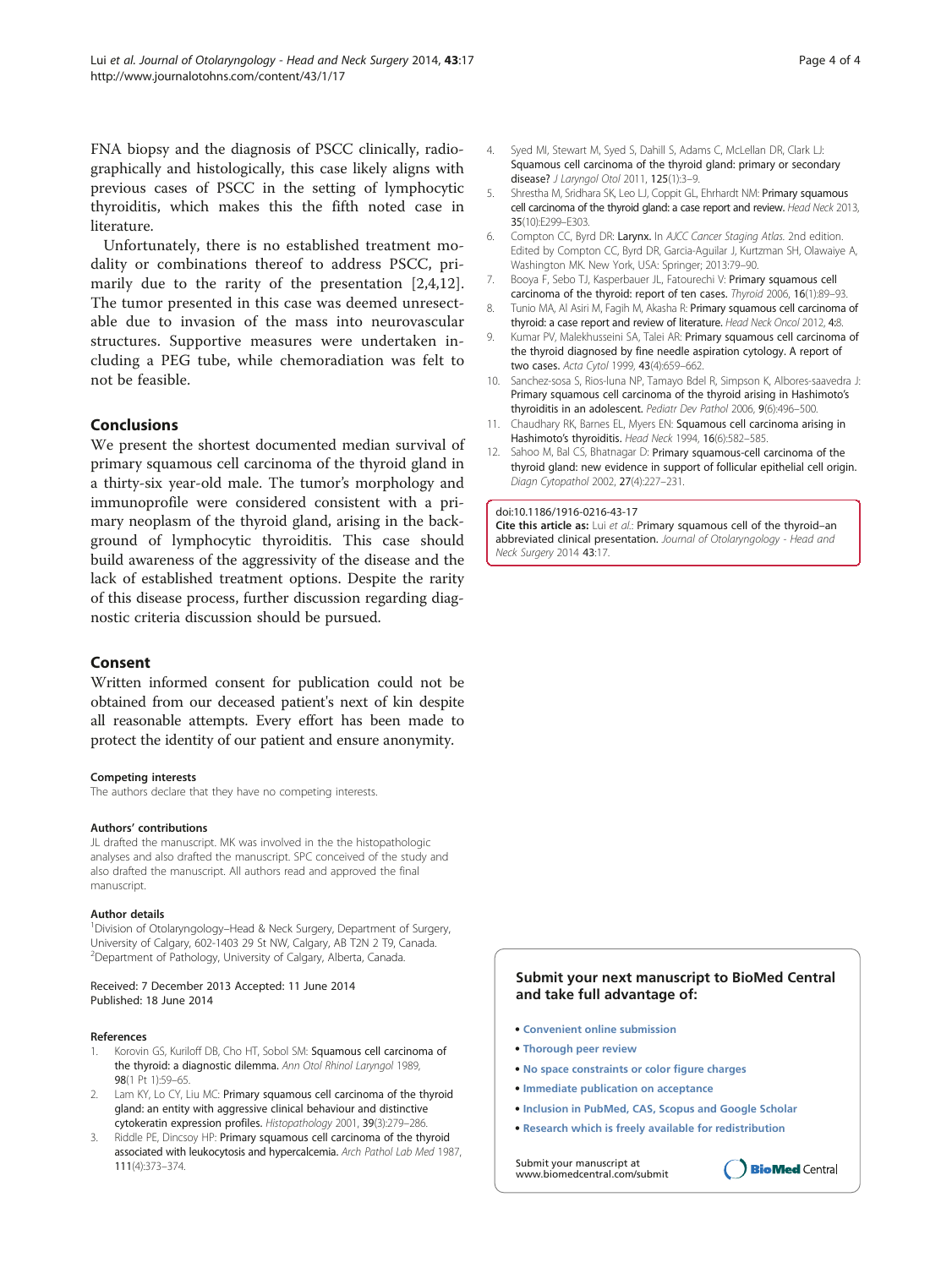FNA biopsy and the diagnosis of PSCC clinically, radiographically and histologically, this case likely aligns with previous cases of PSCC in the setting of lymphocytic thyroiditis, which makes this the fifth noted case in literature.

Unfortunately, there is no established treatment modality or combinations thereof to address PSCC, primarily due to the rarity of the presentation [2,4,12]. The tumor presented in this case was deemed unresectable due to invasion of the mass into neurovascular structures. Supportive measures were undertaken including a PEG tube, while chemoradiation was felt to not be feasible.

## Conclusions

We present the shortest documented median survival of primary squamous cell carcinoma of the thyroid gland in a thirty-six year-old male. The tumor's morphology and immunoprofile were considered consistent with a primary neoplasm of the thyroid gland, arising in the background of lymphocytic thyroiditis. This case should build awareness of the aggressivity of the disease and the lack of established treatment options. Despite the rarity of this disease process, further discussion regarding diagnostic criteria discussion should be pursued.

## Consent

Written informed consent for publication could not be obtained from our deceased patient's next of kin despite all reasonable attempts. Every effort has been made to protect the identity of our patient and ensure anonymity.

#### Competing interests

The authors declare that they have no competing interests.

#### Authors' contributions

JL drafted the manuscript. MK was involved in the the histopathologic analyses and also drafted the manuscript. SPC conceived of the study and also drafted the manuscript. All authors read and approved the final manuscript.

#### Author details

[1]Division of Otolaryngology–Head & Neck Surgery, Department of Surgery, University of Calgary, 602-1403 29 St NW, Calgary, AB T2N 2 T9, Canada. [2]Department of Pathology, University of Calgary, Alberta, Canada.

Received: 7 December 2013 Accepted: 11 June 2014
Published: 18 June 2014

#### References

1. Korovin GS, Kuriloff DB, Cho HT, Sobol SM: **Squamous cell carcinoma of the thyroid: a diagnostic dilemma.** *Ann Otol Rhinol Laryngol* 1989, **98**(1 Pt 1):59–65.
2. Lam KY, Lo CY, Liu MC: **Primary squamous cell carcinoma of the thyroid gland: an entity with aggressive clinical behaviour and distinctive cytokeratin expression profiles.** *Histopathology* 2001, **39**(3):279–286.
3. Riddle PE, Dincsoy HP: **Primary squamous cell carcinoma of the thyroid associated with leukocytosis and hypercalcemia.** *Arch Pathol Lab Med* 1987, **111**(4):373–374.
4. Syed MI, Stewart M, Syed S, Dahill S, Adams C, McLellan DR, Clark LJ: **Squamous cell carcinoma of the thyroid gland: primary or secondary disease?** *J Laryngol Otol* 2011, **125**(1):3–9.
5. Shrestha M, Sridhara SK, Leo LJ, Coppit GL, Ehrhardt NM: **Primary squamous cell carcinoma of the thyroid gland: a case report and review.** *Head Neck* 2013, **35**(10):E299–E303.
6. Compton CC, Byrd DR: **Larynx.** In *AJCC Cancer Staging Atlas.* 2nd edition. Edited by Compton CC, Byrd DR, Garcia-Aguilar J, Kurtzman SH, Olawaiye A, Washington MK. New York, USA: Springer; 2013:79–90.
7. Booya F, Sebo TJ, Kasperbauer JL, Fatourechi V: **Primary squamous cell carcinoma of the thyroid: report of ten cases.** *Thyroid* 2006, **16**(1):89–93.
8. Tunio MA, Al Asiri M, Fagih M, Akasha R: **Primary squamous cell carcinoma of thyroid: a case report and review of literature.** *Head Neck Oncol* 2012, **4**:8.
9. Kumar PV, Malekhusseini SA, Talei AR: **Primary squamous cell carcinoma of the thyroid diagnosed by fine needle aspiration cytology. A report of two cases.** *Acta Cytol* 1999, **43**(4):659–662.
10. Sanchez-sosa S, Rios-luna NP, Tamayo Bdel R, Simpson K, Albores-saavedra J: **Primary squamous cell carcinoma of the thyroid arising in Hashimoto's thyroiditis in an adolescent.** *Pediatr Dev Pathol* 2006, **9**(6):496–500.
11. Chaudhary RK, Barnes EL, Myers EN: **Squamous cell carcinoma arising in Hashimoto's thyroiditis.** *Head Neck* 1994, **16**(6):582–585.
12. Sahoo M, Bal CS, Bhatnagar D: **Primary squamous-cell carcinoma of the thyroid gland: new evidence in support of follicular epithelial cell origin.** *Diagn Cytopathol* 2002, **27**(4):227–231.

doi:10.1186/1916-0216-43-17
**Cite this article as:** Lui *et al.*: Primary squamous cell of the thyroid–an abbreviated clinical presentation. *Journal of Otolaryngology - Head and Neck Surgery* 2014 **43**:17.